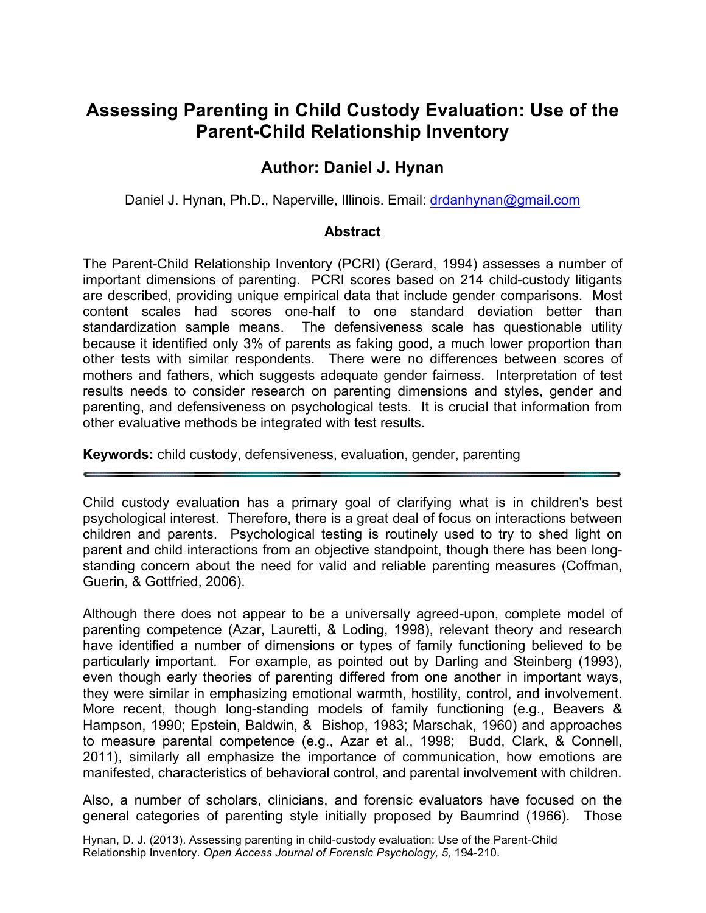# Assessing Parenting in Child Custody Evaluation: Use of the Parent-Child Relationship Inventory

## Author: Daniel J. Hynan

Daniel J. Hynan, Ph.D., Naperville, Illinois. Email: drdanhynan@gmail.com

### Abstract

The Parent-Child Relationship Inventory (PCRI) (Gerard, 1994) assesses a number of important dimensions of parenting. PCRI scores based on 214 child-custody litigants are described, providing unique empirical data that include gender comparisons. Most content scales had scores one-half to one standard deviation better than standardization sample means. The defensiveness scale has questionable utility because it identified only 3% of parents as faking good, a much lower proportion than other tests with similar respondents. There were no differences between scores of mothers and fathers, which suggests adequate gender fairness. Interpretation of test results needs to consider research on parenting dimensions and styles, gender and parenting, and defensiveness on psychological tests. It is crucial that information from other evaluative methods be integrated with test results.

**Keywords:** child custody, defensiveness, evaluation, gender, parenting

---

Child custody evaluation has a primary goal of clarifying what is in children's best psychological interest. Therefore, there is a great deal of focus on interactions between children and parents. Psychological testing is routinely used to try to shed light on parent and child interactions from an objective standpoint, though there has been long-standing concern about the need for valid and reliable parenting measures (Coffman, Guerin, & Gottfried, 2006).

Although there does not appear to be a universally agreed-upon, complete model of parenting competence (Azar, Lauretti, & Loding, 1998), relevant theory and research have identified a number of dimensions or types of family functioning believed to be particularly important. For example, as pointed out by Darling and Steinberg (1993), even though early theories of parenting differed from one another in important ways, they were similar in emphasizing emotional warmth, hostility, control, and involvement. More recent, though long-standing models of family functioning (e.g., Beavers & Hampson, 1990; Epstein, Baldwin, & Bishop, 1983; Marschak, 1960) and approaches to measure parental competence (e.g., Azar et al., 1998; Budd, Clark, & Connell, 2011), similarly all emphasize the importance of communication, how emotions are manifested, characteristics of behavioral control, and parental involvement with children.

Also, a number of scholars, clinicians, and forensic evaluators have focused on the general categories of parenting style initially proposed by Baumrind (1966). Those

Hynan, D. J. (2013). Assessing parenting in child-custody evaluation: Use of the Parent-Child Relationship Inventory. *Open Access Journal of Forensic Psychology, 5,* 194-210.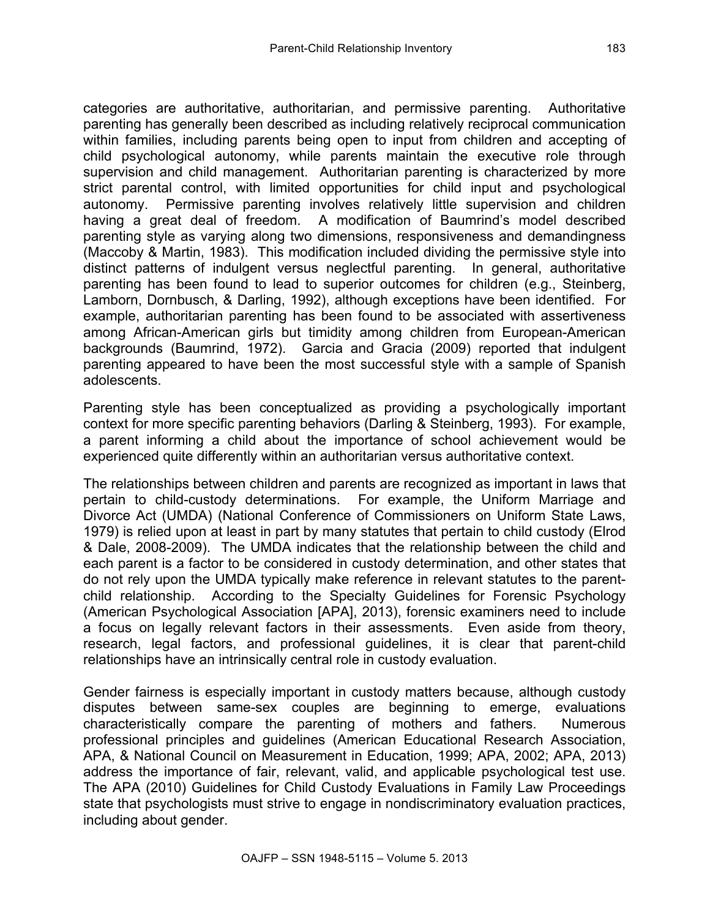categories are authoritative, authoritarian, and permissive parenting. Authoritative parenting has generally been described as including relatively reciprocal communication within families, including parents being open to input from children and accepting of child psychological autonomy, while parents maintain the executive role through supervision and child management. Authoritarian parenting is characterized by more strict parental control, with limited opportunities for child input and psychological autonomy. Permissive parenting involves relatively little supervision and children having a great deal of freedom. A modification of Baumrind's model described parenting style as varying along two dimensions, responsiveness and demandingness (Maccoby & Martin, 1983). This modification included dividing the permissive style into distinct patterns of indulgent versus neglectful parenting. In general, authoritative parenting has been found to lead to superior outcomes for children (e.g., Steinberg, Lamborn, Dornbusch, & Darling, 1992), although exceptions have been identified. For example, authoritarian parenting has been found to be associated with assertiveness among African-American girls but timidity among children from European-American backgrounds (Baumrind, 1972). Garcia and Gracia (2009) reported that indulgent parenting appeared to have been the most successful style with a sample of Spanish adolescents.

Parenting style has been conceptualized as providing a psychologically important context for more specific parenting behaviors (Darling & Steinberg, 1993). For example, a parent informing a child about the importance of school achievement would be experienced quite differently within an authoritarian versus authoritative context.

The relationships between children and parents are recognized as important in laws that pertain to child-custody determinations. For example, the Uniform Marriage and Divorce Act (UMDA) (National Conference of Commissioners on Uniform State Laws, 1979) is relied upon at least in part by many statutes that pertain to child custody (Elrod & Dale, 2008-2009). The UMDA indicates that the relationship between the child and each parent is a factor to be considered in custody determination, and other states that do not rely upon the UMDA typically make reference in relevant statutes to the parent-child relationship. According to the Specialty Guidelines for Forensic Psychology (American Psychological Association [APA], 2013), forensic examiners need to include a focus on legally relevant factors in their assessments. Even aside from theory, research, legal factors, and professional guidelines, it is clear that parent-child relationships have an intrinsically central role in custody evaluation.

Gender fairness is especially important in custody matters because, although custody disputes between same-sex couples are beginning to emerge, evaluations characteristically compare the parenting of mothers and fathers. Numerous professional principles and guidelines (American Educational Research Association, APA, & National Council on Measurement in Education, 1999; APA, 2002; APA, 2013) address the importance of fair, relevant, valid, and applicable psychological test use. The APA (2010) Guidelines for Child Custody Evaluations in Family Law Proceedings state that psychologists must strive to engage in nondiscriminatory evaluation practices, including about gender.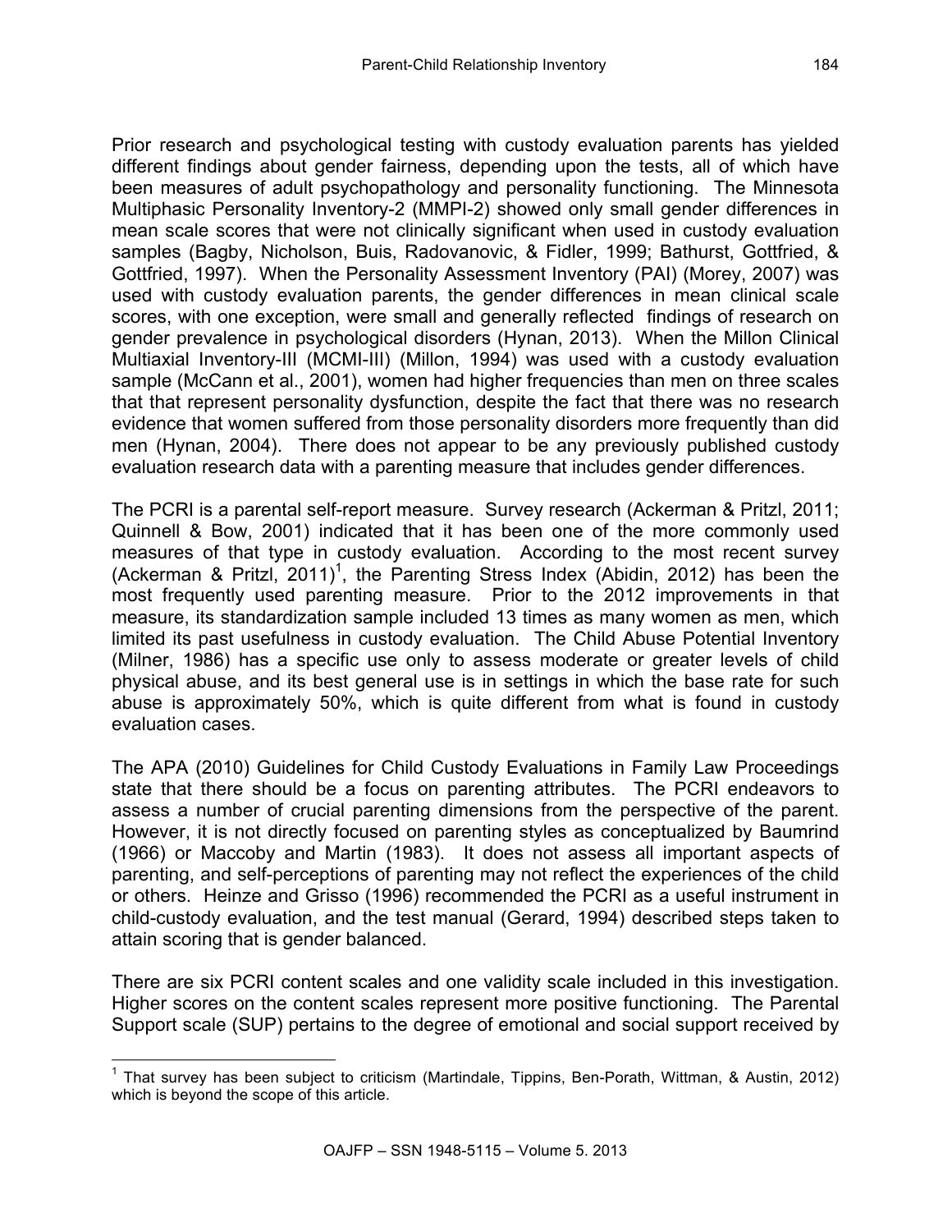Prior research and psychological testing with custody evaluation parents has yielded different findings about gender fairness, depending upon the tests, all of which have been measures of adult psychopathology and personality functioning. The Minnesota Multiphasic Personality Inventory-2 (MMPI-2) showed only small gender differences in mean scale scores that were not clinically significant when used in custody evaluation samples (Bagby, Nicholson, Buis, Radovanovic, & Fidler, 1999; Bathurst, Gottfried, & Gottfried, 1997). When the Personality Assessment Inventory (PAI) (Morey, 2007) was used with custody evaluation parents, the gender differences in mean clinical scale scores, with one exception, were small and generally reflected findings of research on gender prevalence in psychological disorders (Hynan, 2013). When the Millon Clinical Multiaxial Inventory-III (MCMI-III) (Millon, 1994) was used with a custody evaluation sample (McCann et al., 2001), women had higher frequencies than men on three scales that that represent personality dysfunction, despite the fact that there was no research evidence that women suffered from those personality disorders more frequently than did men (Hynan, 2004). There does not appear to be any previously published custody evaluation research data with a parenting measure that includes gender differences.

The PCRI is a parental self-report measure. Survey research (Ackerman & Pritzl, 2011; Quinnell & Bow, 2001) indicated that it has been one of the more commonly used measures of that type in custody evaluation. According to the most recent survey (Ackerman & Pritzl, 2011)[1], the Parenting Stress Index (Abidin, 2012) has been the most frequently used parenting measure. Prior to the 2012 improvements in that measure, its standardization sample included 13 times as many women as men, which limited its past usefulness in custody evaluation. The Child Abuse Potential Inventory (Milner, 1986) has a specific use only to assess moderate or greater levels of child physical abuse, and its best general use is in settings in which the base rate for such abuse is approximately 50%, which is quite different from what is found in custody evaluation cases.

The APA (2010) Guidelines for Child Custody Evaluations in Family Law Proceedings state that there should be a focus on parenting attributes. The PCRI endeavors to assess a number of crucial parenting dimensions from the perspective of the parent. However, it is not directly focused on parenting styles as conceptualized by Baumrind (1966) or Maccoby and Martin (1983). It does not assess all important aspects of parenting, and self-perceptions of parenting may not reflect the experiences of the child or others. Heinze and Grisso (1996) recommended the PCRI as a useful instrument in child-custody evaluation, and the test manual (Gerard, 1994) described steps taken to attain scoring that is gender balanced.

There are six PCRI content scales and one validity scale included in this investigation. Higher scores on the content scales represent more positive functioning. The Parental Support scale (SUP) pertains to the degree of emotional and social support received by

---

[1] That survey has been subject to criticism (Martindale, Tippins, Ben-Porath, Wittman, & Austin, 2012) which is beyond the scope of this article.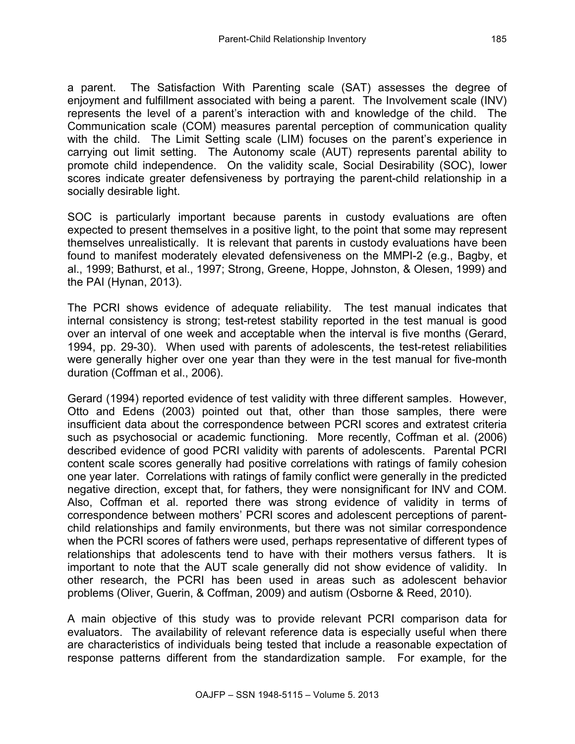a parent. The Satisfaction With Parenting scale (SAT) assesses the degree of enjoyment and fulfillment associated with being a parent. The Involvement scale (INV) represents the level of a parent's interaction with and knowledge of the child. The Communication scale (COM) measures parental perception of communication quality with the child. The Limit Setting scale (LIM) focuses on the parent's experience in carrying out limit setting. The Autonomy scale (AUT) represents parental ability to promote child independence. On the validity scale, Social Desirability (SOC), lower scores indicate greater defensiveness by portraying the parent-child relationship in a socially desirable light.

SOC is particularly important because parents in custody evaluations are often expected to present themselves in a positive light, to the point that some may represent themselves unrealistically. It is relevant that parents in custody evaluations have been found to manifest moderately elevated defensiveness on the MMPI-2 (e.g., Bagby, et al., 1999; Bathurst, et al., 1997; Strong, Greene, Hoppe, Johnston, & Olesen, 1999) and the PAI (Hynan, 2013).

The PCRI shows evidence of adequate reliability. The test manual indicates that internal consistency is strong; test-retest stability reported in the test manual is good over an interval of one week and acceptable when the interval is five months (Gerard, 1994, pp. 29-30). When used with parents of adolescents, the test-retest reliabilities were generally higher over one year than they were in the test manual for five-month duration (Coffman et al., 2006).

Gerard (1994) reported evidence of test validity with three different samples. However, Otto and Edens (2003) pointed out that, other than those samples, there were insufficient data about the correspondence between PCRI scores and extratest criteria such as psychosocial or academic functioning. More recently, Coffman et al. (2006) described evidence of good PCRI validity with parents of adolescents. Parental PCRI content scale scores generally had positive correlations with ratings of family cohesion one year later. Correlations with ratings of family conflict were generally in the predicted negative direction, except that, for fathers, they were nonsignificant for INV and COM. Also, Coffman et al. reported there was strong evidence of validity in terms of correspondence between mothers' PCRI scores and adolescent perceptions of parent-child relationships and family environments, but there was not similar correspondence when the PCRI scores of fathers were used, perhaps representative of different types of relationships that adolescents tend to have with their mothers versus fathers. It is important to note that the AUT scale generally did not show evidence of validity. In other research, the PCRI has been used in areas such as adolescent behavior problems (Oliver, Guerin, & Coffman, 2009) and autism (Osborne & Reed, 2010).

A main objective of this study was to provide relevant PCRI comparison data for evaluators. The availability of relevant reference data is especially useful when there are characteristics of individuals being tested that include a reasonable expectation of response patterns different from the standardization sample. For example, for the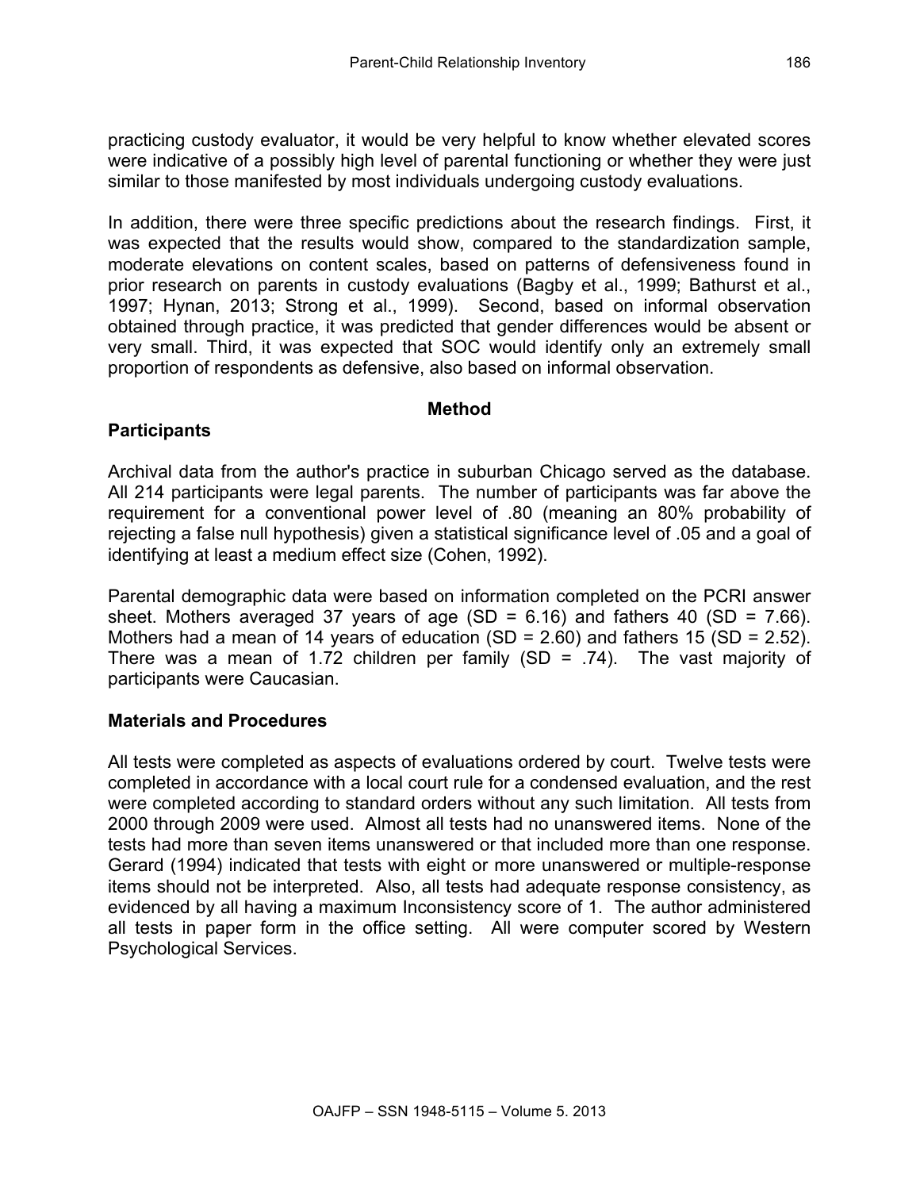practicing custody evaluator, it would be very helpful to know whether elevated scores were indicative of a possibly high level of parental functioning or whether they were just similar to those manifested by most individuals undergoing custody evaluations.

In addition, there were three specific predictions about the research findings. First, it was expected that the results would show, compared to the standardization sample, moderate elevations on content scales, based on patterns of defensiveness found in prior research on parents in custody evaluations (Bagby et al., 1999; Bathurst et al., 1997; Hynan, 2013; Strong et al., 1999). Second, based on informal observation obtained through practice, it was predicted that gender differences would be absent or very small. Third, it was expected that SOC would identify only an extremely small proportion of respondents as defensive, also based on informal observation.

## Method

### Participants

Archival data from the author's practice in suburban Chicago served as the database. All 214 participants were legal parents. The number of participants was far above the requirement for a conventional power level of .80 (meaning an 80% probability of rejecting a false null hypothesis) given a statistical significance level of .05 and a goal of identifying at least a medium effect size (Cohen, 1992).

Parental demographic data were based on information completed on the PCRI answer sheet. Mothers averaged 37 years of age (SD = 6.16) and fathers 40 (SD = 7.66). Mothers had a mean of 14 years of education (SD = 2.60) and fathers 15 (SD = 2.52). There was a mean of 1.72 children per family (SD = .74). The vast majority of participants were Caucasian.

### Materials and Procedures

All tests were completed as aspects of evaluations ordered by court. Twelve tests were completed in accordance with a local court rule for a condensed evaluation, and the rest were completed according to standard orders without any such limitation. All tests from 2000 through 2009 were used. Almost all tests had no unanswered items. None of the tests had more than seven items unanswered or that included more than one response. Gerard (1994) indicated that tests with eight or more unanswered or multiple-response items should not be interpreted. Also, all tests had adequate response consistency, as evidenced by all having a maximum Inconsistency score of 1. The author administered all tests in paper form in the office setting. All were computer scored by Western Psychological Services.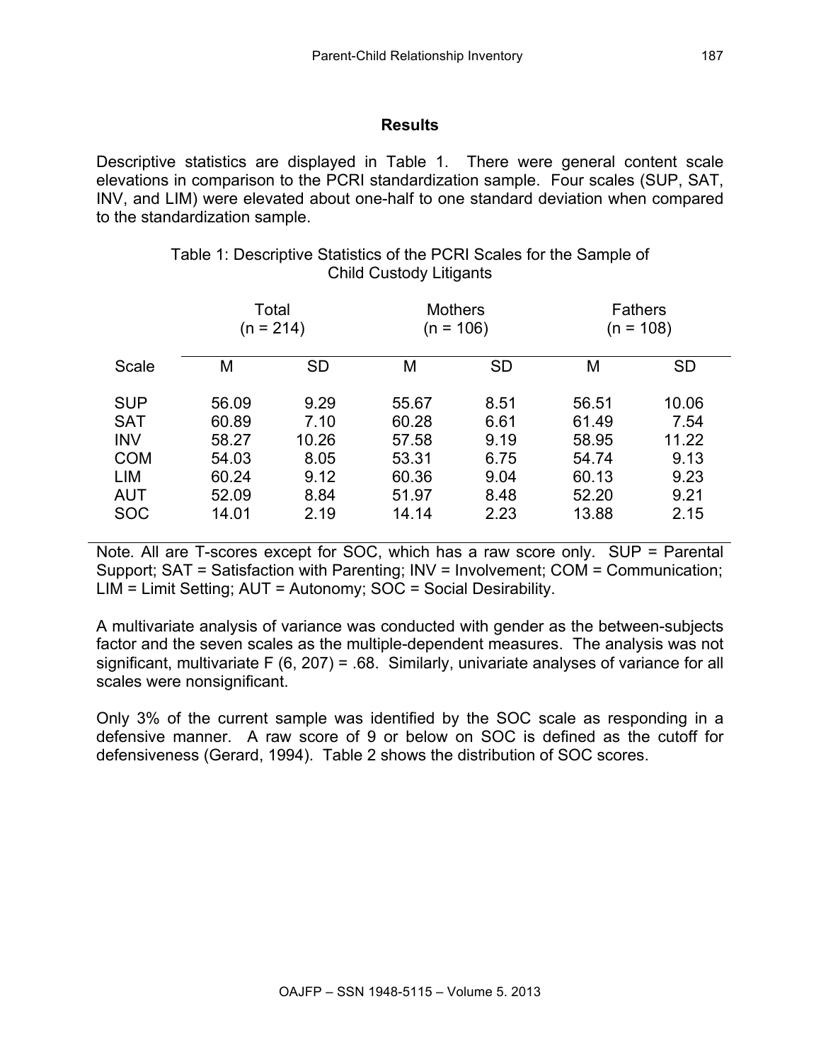## Results

Descriptive statistics are displayed in Table 1. There were general content scale elevations in comparison to the PCRI standardization sample. Four scales (SUP, SAT, INV, and LIM) were elevated about one-half to one standard deviation when compared to the standardization sample.

Table 1: Descriptive Statistics of the PCRI Scales for the Sample of Child Custody Litigants

| | Total (n = 214) | | Mothers (n = 106) | | Fathers (n = 108) | |
|---|---|---|---|---|---|---|
| Scale | M | SD | M | SD | M | SD |
| SUP | 56.09 | 9.29 | 55.67 | 8.51 | 56.51 | 10.06 |
| SAT | 60.89 | 7.10 | 60.28 | 6.61 | 61.49 | 7.54 |
| INV | 58.27 | 10.26 | 57.58 | 9.19 | 58.95 | 11.22 |
| COM | 54.03 | 8.05 | 53.31 | 6.75 | 54.74 | 9.13 |
| LIM | 60.24 | 9.12 | 60.36 | 9.04 | 60.13 | 9.23 |
| AUT | 52.09 | 8.84 | 51.97 | 8.48 | 52.20 | 9.21 |
| SOC | 14.01 | 2.19 | 14.14 | 2.23 | 13.88 | 2.15 |

Note. All are T-scores except for SOC, which has a raw score only. SUP = Parental Support; SAT = Satisfaction with Parenting; INV = Involvement; COM = Communication; LIM = Limit Setting; AUT = Autonomy; SOC = Social Desirability.

A multivariate analysis of variance was conducted with gender as the between-subjects factor and the seven scales as the multiple-dependent measures. The analysis was not significant, multivariate $F(6, 207) = .68$. Similarly, univariate analyses of variance for all scales were nonsignificant.

Only 3% of the current sample was identified by the SOC scale as responding in a defensive manner. A raw score of 9 or below on SOC is defined as the cutoff for defensiveness (Gerard, 1994). Table 2 shows the distribution of SOC scores.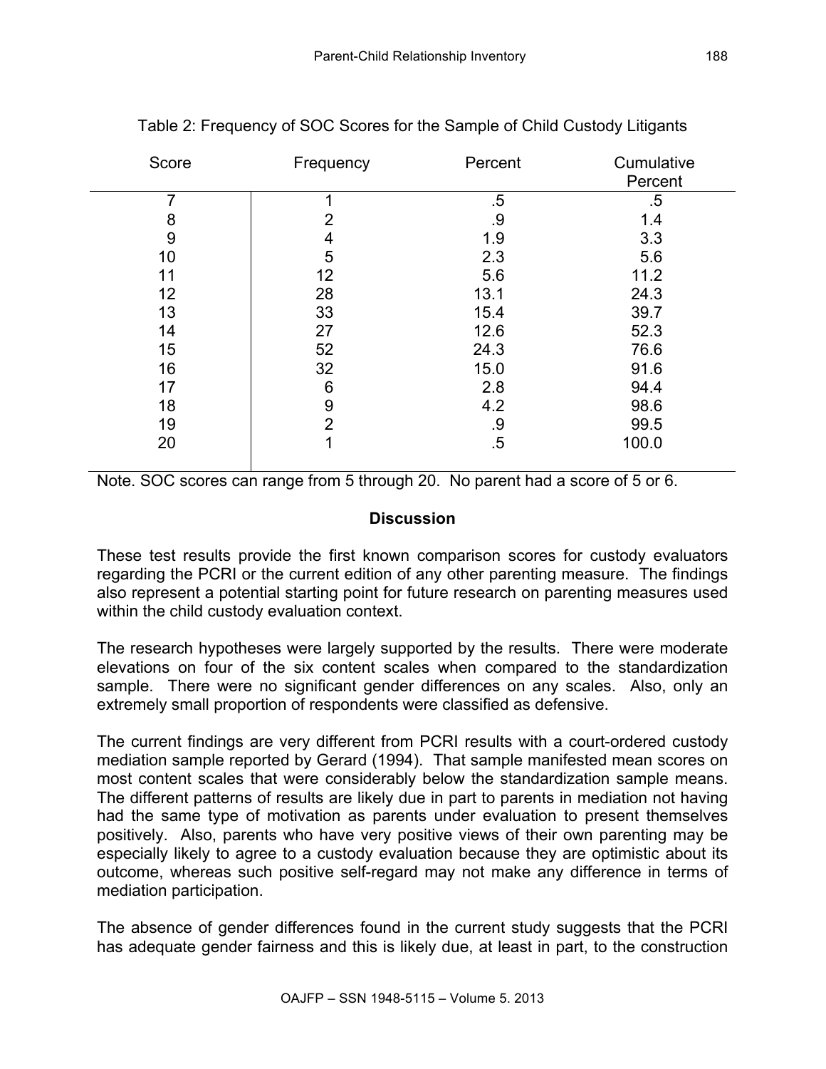Table 2: Frequency of SOC Scores for the Sample of Child Custody Litigants

| Score | Frequency | Percent | Cumulative Percent |
|---|---|---|---|
| 7 | 1 | .5 | .5 |
| 8 | 2 | .9 | 1.4 |
| 9 | 4 | 1.9 | 3.3 |
| 10 | 5 | 2.3 | 5.6 |
| 11 | 12 | 5.6 | 11.2 |
| 12 | 28 | 13.1 | 24.3 |
| 13 | 33 | 15.4 | 39.7 |
| 14 | 27 | 12.6 | 52.3 |
| 15 | 52 | 24.3 | 76.6 |
| 16 | 32 | 15.0 | 91.6 |
| 17 | 6 | 2.8 | 94.4 |
| 18 | 9 | 4.2 | 98.6 |
| 19 | 2 | .9 | 99.5 |
| 20 | 1 | .5 | 100.0 |

Note. SOC scores can range from 5 through 20. No parent had a score of 5 or 6.

## Discussion

These test results provide the first known comparison scores for custody evaluators regarding the PCRI or the current edition of any other parenting measure. The findings also represent a potential starting point for future research on parenting measures used within the child custody evaluation context.

The research hypotheses were largely supported by the results. There were moderate elevations on four of the six content scales when compared to the standardization sample. There were no significant gender differences on any scales. Also, only an extremely small proportion of respondents were classified as defensive.

The current findings are very different from PCRI results with a court-ordered custody mediation sample reported by Gerard (1994). That sample manifested mean scores on most content scales that were considerably below the standardization sample means. The different patterns of results are likely due in part to parents in mediation not having had the same type of motivation as parents under evaluation to present themselves positively. Also, parents who have very positive views of their own parenting may be especially likely to agree to a custody evaluation because they are optimistic about its outcome, whereas such positive self-regard may not make any difference in terms of mediation participation.

The absence of gender differences found in the current study suggests that the PCRI has adequate gender fairness and this is likely due, at least in part, to the construction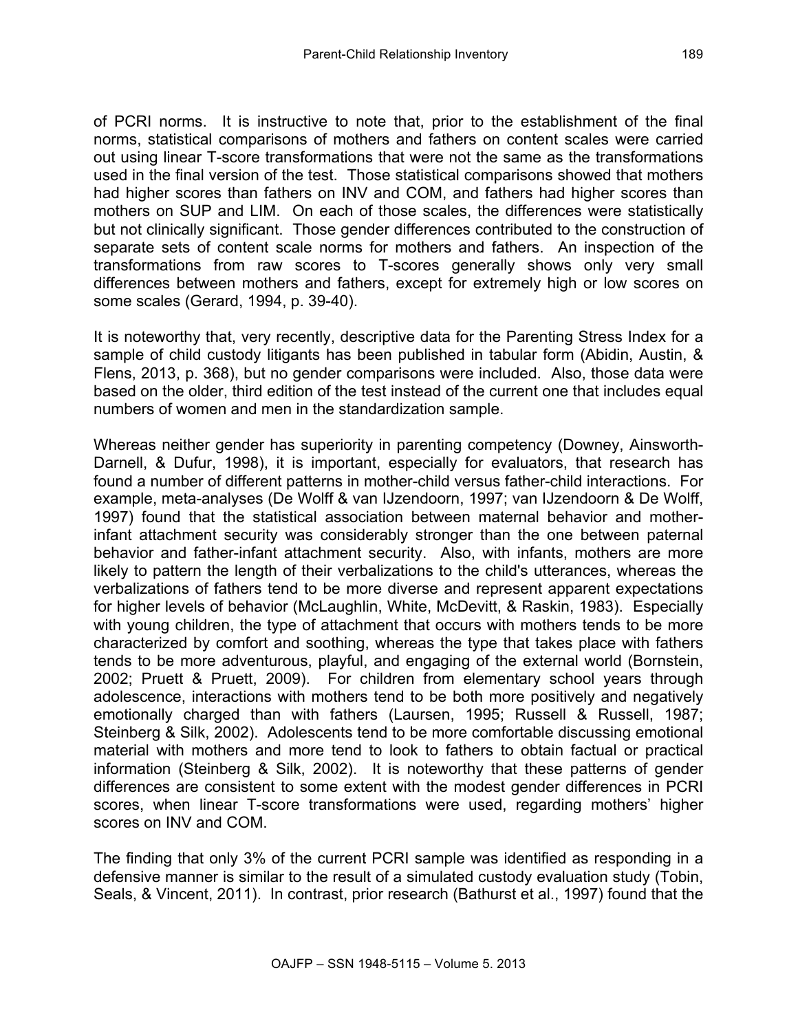of PCRI norms. It is instructive to note that, prior to the establishment of the final norms, statistical comparisons of mothers and fathers on content scales were carried out using linear T-score transformations that were not the same as the transformations used in the final version of the test. Those statistical comparisons showed that mothers had higher scores than fathers on INV and COM, and fathers had higher scores than mothers on SUP and LIM. On each of those scales, the differences were statistically but not clinically significant. Those gender differences contributed to the construction of separate sets of content scale norms for mothers and fathers. An inspection of the transformations from raw scores to T-scores generally shows only very small differences between mothers and fathers, except for extremely high or low scores on some scales (Gerard, 1994, p. 39-40).

It is noteworthy that, very recently, descriptive data for the Parenting Stress Index for a sample of child custody litigants has been published in tabular form (Abidin, Austin, & Flens, 2013, p. 368), but no gender comparisons were included. Also, those data were based on the older, third edition of the test instead of the current one that includes equal numbers of women and men in the standardization sample.

Whereas neither gender has superiority in parenting competency (Downey, Ainsworth-Darnell, & Dufur, 1998), it is important, especially for evaluators, that research has found a number of different patterns in mother-child versus father-child interactions. For example, meta-analyses (De Wolff & van IJzendoorn, 1997; van IJzendoorn & De Wolff, 1997) found that the statistical association between maternal behavior and mother-infant attachment security was considerably stronger than the one between paternal behavior and father-infant attachment security. Also, with infants, mothers are more likely to pattern the length of their verbalizations to the child's utterances, whereas the verbalizations of fathers tend to be more diverse and represent apparent expectations for higher levels of behavior (McLaughlin, White, McDevitt, & Raskin, 1983). Especially with young children, the type of attachment that occurs with mothers tends to be more characterized by comfort and soothing, whereas the type that takes place with fathers tends to be more adventurous, playful, and engaging of the external world (Bornstein, 2002; Pruett & Pruett, 2009). For children from elementary school years through adolescence, interactions with mothers tend to be both more positively and negatively emotionally charged than with fathers (Laursen, 1995; Russell & Russell, 1987; Steinberg & Silk, 2002). Adolescents tend to be more comfortable discussing emotional material with mothers and more tend to look to fathers to obtain factual or practical information (Steinberg & Silk, 2002). It is noteworthy that these patterns of gender differences are consistent to some extent with the modest gender differences in PCRI scores, when linear T-score transformations were used, regarding mothers' higher scores on INV and COM.

The finding that only 3% of the current PCRI sample was identified as responding in a defensive manner is similar to the result of a simulated custody evaluation study (Tobin, Seals, & Vincent, 2011). In contrast, prior research (Bathurst et al., 1997) found that the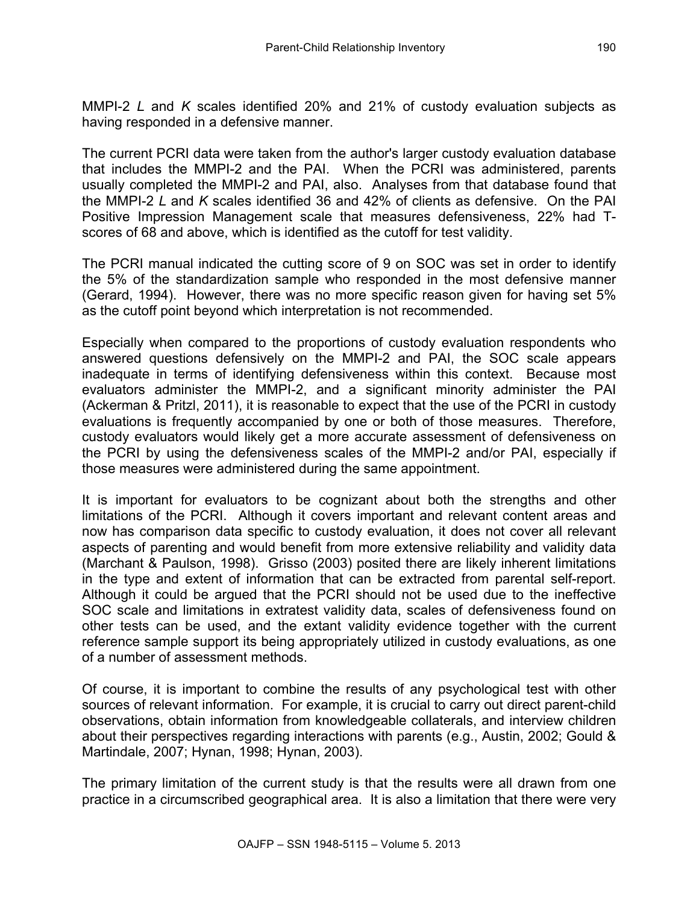MMPI-2 *L* and *K* scales identified 20% and 21% of custody evaluation subjects as having responded in a defensive manner.

The current PCRI data were taken from the author's larger custody evaluation database that includes the MMPI-2 and the PAI. When the PCRI was administered, parents usually completed the MMPI-2 and PAI, also. Analyses from that database found that the MMPI-2 *L* and *K* scales identified 36 and 42% of clients as defensive. On the PAI Positive Impression Management scale that measures defensiveness, 22% had T-scores of 68 and above, which is identified as the cutoff for test validity.

The PCRI manual indicated the cutting score of 9 on SOC was set in order to identify the 5% of the standardization sample who responded in the most defensive manner (Gerard, 1994). However, there was no more specific reason given for having set 5% as the cutoff point beyond which interpretation is not recommended.

Especially when compared to the proportions of custody evaluation respondents who answered questions defensively on the MMPI-2 and PAI, the SOC scale appears inadequate in terms of identifying defensiveness within this context. Because most evaluators administer the MMPI-2, and a significant minority administer the PAI (Ackerman & Pritzl, 2011), it is reasonable to expect that the use of the PCRI in custody evaluations is frequently accompanied by one or both of those measures. Therefore, custody evaluators would likely get a more accurate assessment of defensiveness on the PCRI by using the defensiveness scales of the MMPI-2 and/or PAI, especially if those measures were administered during the same appointment.

It is important for evaluators to be cognizant about both the strengths and other limitations of the PCRI. Although it covers important and relevant content areas and now has comparison data specific to custody evaluation, it does not cover all relevant aspects of parenting and would benefit from more extensive reliability and validity data (Marchant & Paulson, 1998). Grisso (2003) posited there are likely inherent limitations in the type and extent of information that can be extracted from parental self-report. Although it could be argued that the PCRI should not be used due to the ineffective SOC scale and limitations in extratest validity data, scales of defensiveness found on other tests can be used, and the extant validity evidence together with the current reference sample support its being appropriately utilized in custody evaluations, as one of a number of assessment methods.

Of course, it is important to combine the results of any psychological test with other sources of relevant information. For example, it is crucial to carry out direct parent-child observations, obtain information from knowledgeable collaterals, and interview children about their perspectives regarding interactions with parents (e.g., Austin, 2002; Gould & Martindale, 2007; Hynan, 1998; Hynan, 2003).

The primary limitation of the current study is that the results were all drawn from one practice in a circumscribed geographical area. It is also a limitation that there were very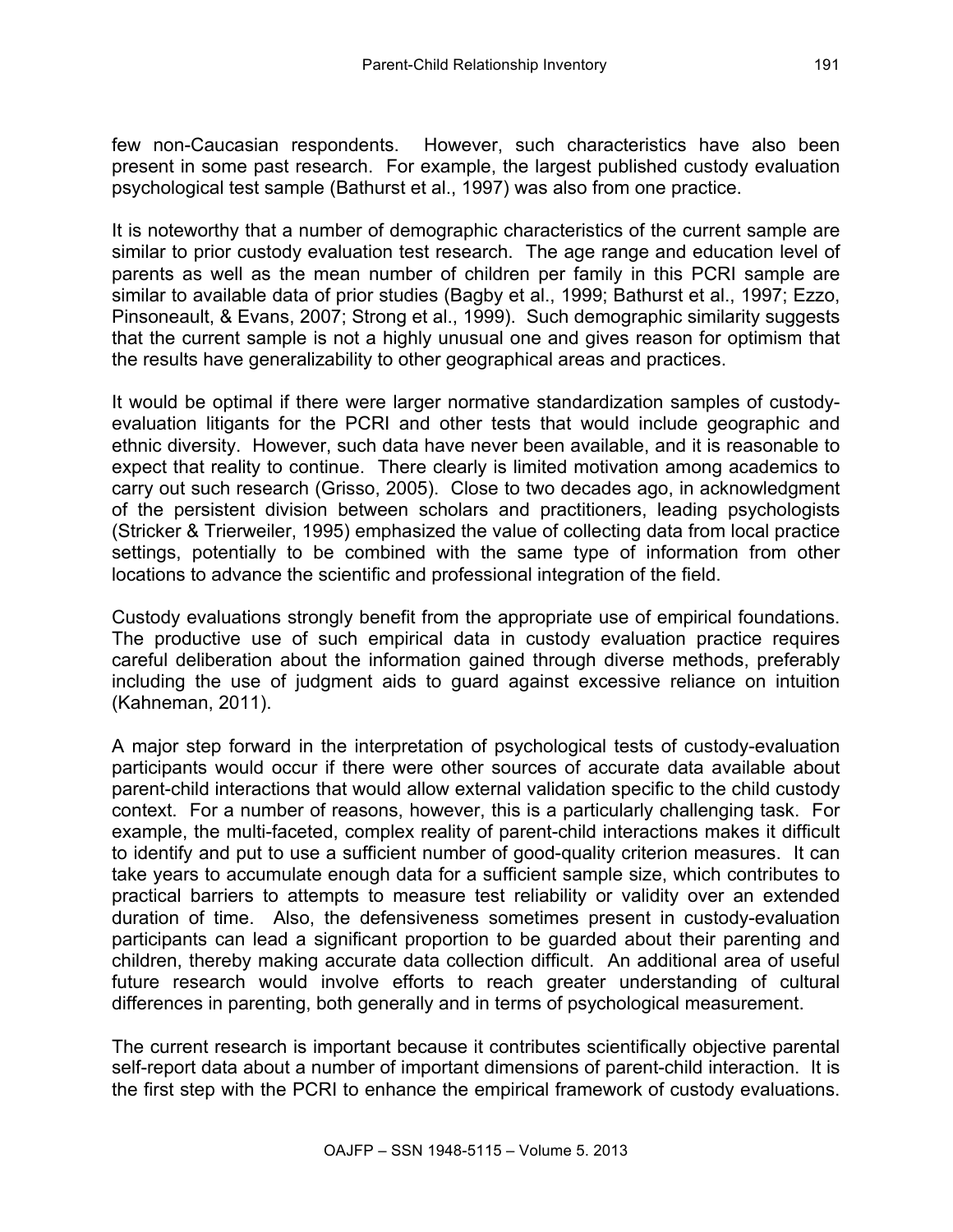few non-Caucasian respondents. However, such characteristics have also been present in some past research. For example, the largest published custody evaluation psychological test sample (Bathurst et al., 1997) was also from one practice.

It is noteworthy that a number of demographic characteristics of the current sample are similar to prior custody evaluation test research. The age range and education level of parents as well as the mean number of children per family in this PCRI sample are similar to available data of prior studies (Bagby et al., 1999; Bathurst et al., 1997; Ezzo, Pinsoneault, & Evans, 2007; Strong et al., 1999). Such demographic similarity suggests that the current sample is not a highly unusual one and gives reason for optimism that the results have generalizability to other geographical areas and practices.

It would be optimal if there were larger normative standardization samples of custody-evaluation litigants for the PCRI and other tests that would include geographic and ethnic diversity. However, such data have never been available, and it is reasonable to expect that reality to continue. There clearly is limited motivation among academics to carry out such research (Grisso, 2005). Close to two decades ago, in acknowledgment of the persistent division between scholars and practitioners, leading psychologists (Stricker & Trierweiler, 1995) emphasized the value of collecting data from local practice settings, potentially to be combined with the same type of information from other locations to advance the scientific and professional integration of the field.

Custody evaluations strongly benefit from the appropriate use of empirical foundations. The productive use of such empirical data in custody evaluation practice requires careful deliberation about the information gained through diverse methods, preferably including the use of judgment aids to guard against excessive reliance on intuition (Kahneman, 2011).

A major step forward in the interpretation of psychological tests of custody-evaluation participants would occur if there were other sources of accurate data available about parent-child interactions that would allow external validation specific to the child custody context. For a number of reasons, however, this is a particularly challenging task. For example, the multi-faceted, complex reality of parent-child interactions makes it difficult to identify and put to use a sufficient number of good-quality criterion measures. It can take years to accumulate enough data for a sufficient sample size, which contributes to practical barriers to attempts to measure test reliability or validity over an extended duration of time. Also, the defensiveness sometimes present in custody-evaluation participants can lead a significant proportion to be guarded about their parenting and children, thereby making accurate data collection difficult. An additional area of useful future research would involve efforts to reach greater understanding of cultural differences in parenting, both generally and in terms of psychological measurement.

The current research is important because it contributes scientifically objective parental self-report data about a number of important dimensions of parent-child interaction. It is the first step with the PCRI to enhance the empirical framework of custody evaluations.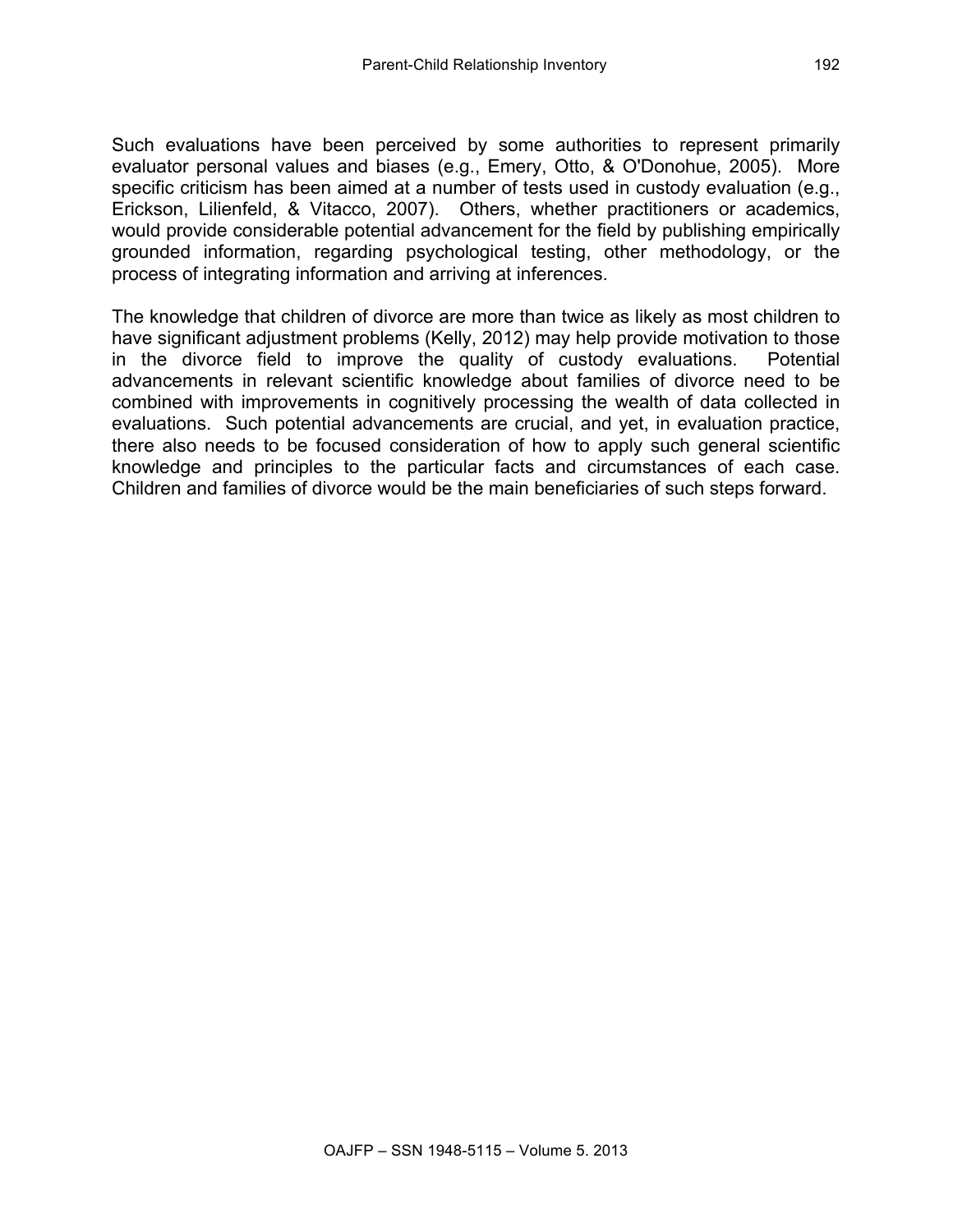Such evaluations have been perceived by some authorities to represent primarily evaluator personal values and biases (e.g., Emery, Otto, & O'Donohue, 2005). More specific criticism has been aimed at a number of tests used in custody evaluation (e.g., Erickson, Lilienfeld, & Vitacco, 2007). Others, whether practitioners or academics, would provide considerable potential advancement for the field by publishing empirically grounded information, regarding psychological testing, other methodology, or the process of integrating information and arriving at inferences.

The knowledge that children of divorce are more than twice as likely as most children to have significant adjustment problems (Kelly, 2012) may help provide motivation to those in the divorce field to improve the quality of custody evaluations. Potential advancements in relevant scientific knowledge about families of divorce need to be combined with improvements in cognitively processing the wealth of data collected in evaluations. Such potential advancements are crucial, and yet, in evaluation practice, there also needs to be focused consideration of how to apply such general scientific knowledge and principles to the particular facts and circumstances of each case. Children and families of divorce would be the main beneficiaries of such steps forward.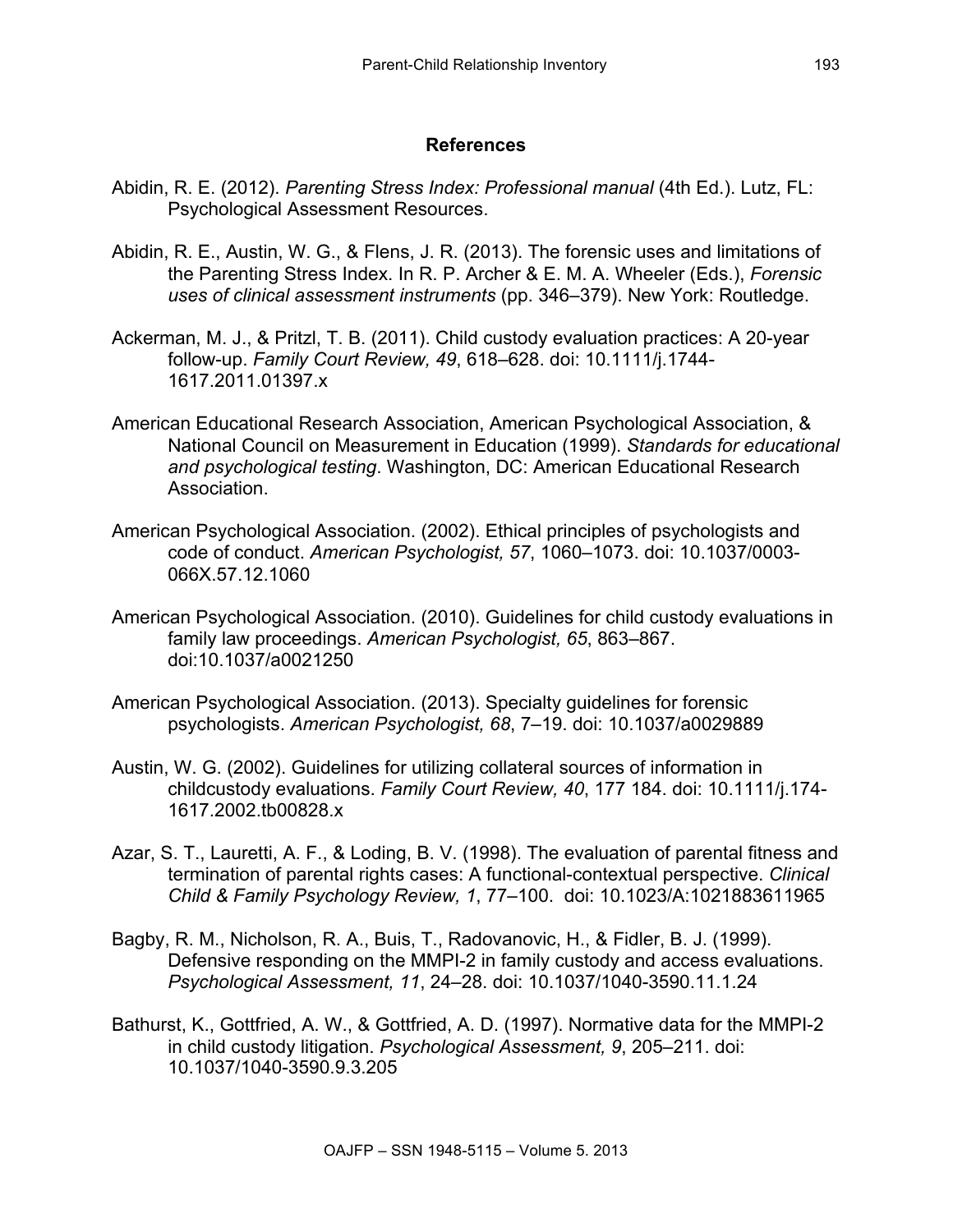## References

Abidin, R. E. (2012). *Parenting Stress Index: Professional manual* (4th Ed.). Lutz, FL: Psychological Assessment Resources.

Abidin, R. E., Austin, W. G., & Flens, J. R. (2013). The forensic uses and limitations of the Parenting Stress Index. In R. P. Archer & E. M. A. Wheeler (Eds.), *Forensic uses of clinical assessment instruments* (pp. 346–379). New York: Routledge.

Ackerman, M. J., & Pritzl, T. B. (2011). Child custody evaluation practices: A 20-year follow-up. *Family Court Review, 49*, 618–628. doi: 10.1111/j.1744-1617.2011.01397.x

American Educational Research Association, American Psychological Association, & National Council on Measurement in Education (1999). *Standards for educational and psychological testing*. Washington, DC: American Educational Research Association.

American Psychological Association. (2002). Ethical principles of psychologists and code of conduct. *American Psychologist, 57*, 1060–1073. doi: 10.1037/0003-066X.57.12.1060

American Psychological Association. (2010). Guidelines for child custody evaluations in family law proceedings. *American Psychologist, 65*, 863–867. doi:10.1037/a0021250

American Psychological Association. (2013). Specialty guidelines for forensic psychologists. *American Psychologist, 68*, 7–19. doi: 10.1037/a0029889

Austin, W. G. (2002). Guidelines for utilizing collateral sources of information in childcustody evaluations. *Family Court Review, 40*, 177 184. doi: 10.1111/j.174-1617.2002.tb00828.x

Azar, S. T., Lauretti, A. F., & Loding, B. V. (1998). The evaluation of parental fitness and termination of parental rights cases: A functional-contextual perspective. *Clinical Child & Family Psychology Review, 1*, 77–100. doi: 10.1023/A:1021883611965

Bagby, R. M., Nicholson, R. A., Buis, T., Radovanovic, H., & Fidler, B. J. (1999). Defensive responding on the MMPI-2 in family custody and access evaluations. *Psychological Assessment, 11*, 24–28. doi: 10.1037/1040-3590.11.1.24

Bathurst, K., Gottfried, A. W., & Gottfried, A. D. (1997). Normative data for the MMPI-2 in child custody litigation. *Psychological Assessment, 9*, 205–211. doi: 10.1037/1040-3590.9.3.205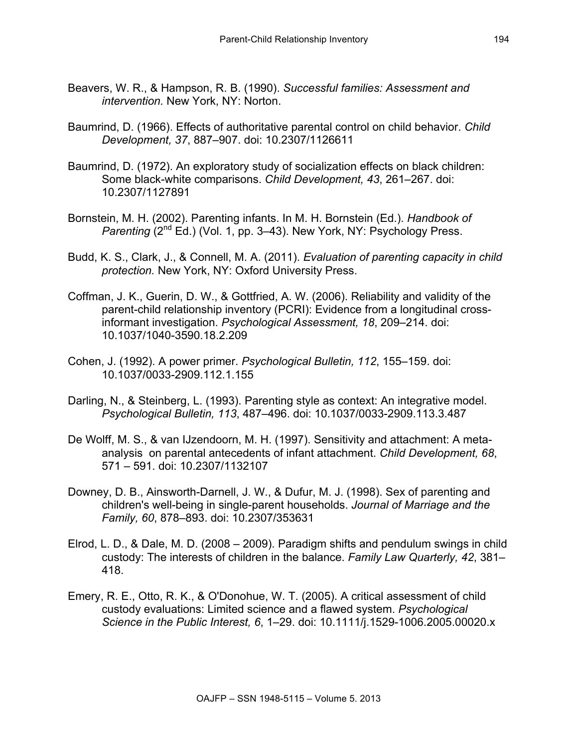Beavers, W. R., & Hampson, R. B. (1990). *Successful families: Assessment and intervention.* New York, NY: Norton.

Baumrind, D. (1966). Effects of authoritative parental control on child behavior. *Child Development, 37*, 887–907. doi: 10.2307/1126611

Baumrind, D. (1972). An exploratory study of socialization effects on black children: Some black-white comparisons. *Child Development, 43*, 261–267. doi: 10.2307/1127891

Bornstein, M. H. (2002). Parenting infants. In M. H. Bornstein (Ed.). *Handbook of Parenting* (2nd Ed.) (Vol. 1, pp. 3–43). New York, NY: Psychology Press.

Budd, K. S., Clark, J., & Connell, M. A. (2011). *Evaluation of parenting capacity in child protection.* New York, NY: Oxford University Press.

Coffman, J. K., Guerin, D. W., & Gottfried, A. W. (2006). Reliability and validity of the parent-child relationship inventory (PCRI): Evidence from a longitudinal cross-informant investigation. *Psychological Assessment, 18*, 209–214. doi: 10.1037/1040-3590.18.2.209

Cohen, J. (1992). A power primer. *Psychological Bulletin, 112*, 155–159. doi: 10.1037/0033-2909.112.1.155

Darling, N., & Steinberg, L. (1993). Parenting style as context: An integrative model. *Psychological Bulletin, 113*, 487–496. doi: 10.1037/0033-2909.113.3.487

De Wolff, M. S., & van IJzendoorn, M. H. (1997). Sensitivity and attachment: A meta-analysis on parental antecedents of infant attachment. *Child Development, 68*, 571 – 591. doi: 10.2307/1132107

Downey, D. B., Ainsworth-Darnell, J. W., & Dufur, M. J. (1998). Sex of parenting and children's well-being in single-parent households. *Journal of Marriage and the Family, 60*, 878–893. doi: 10.2307/353631

Elrod, L. D., & Dale, M. D. (2008 – 2009). Paradigm shifts and pendulum swings in child custody: The interests of children in the balance. *Family Law Quarterly, 42*, 381–418.

Emery, R. E., Otto, R. K., & O'Donohue, W. T. (2005). A critical assessment of child custody evaluations: Limited science and a flawed system. *Psychological Science in the Public Interest, 6*, 1–29. doi: 10.1111/j.1529-1006.2005.00020.x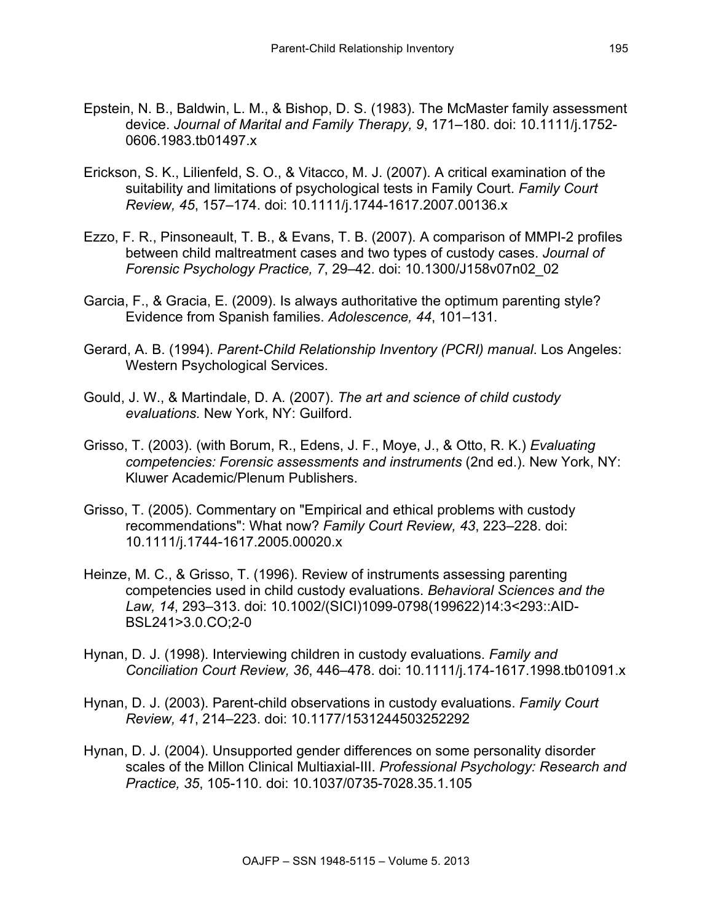Epstein, N. B., Baldwin, L. M., & Bishop, D. S. (1983). The McMaster family assessment device. *Journal of Marital and Family Therapy, 9*, 171–180. doi: 10.1111/j.1752-0606.1983.tb01497.x

Erickson, S. K., Lilienfeld, S. O., & Vitacco, M. J. (2007). A critical examination of the suitability and limitations of psychological tests in Family Court. *Family Court Review, 45*, 157–174. doi: 10.1111/j.1744-1617.2007.00136.x

Ezzo, F. R., Pinsoneault, T. B., & Evans, T. B. (2007). A comparison of MMPI-2 profiles between child maltreatment cases and two types of custody cases. *Journal of Forensic Psychology Practice, 7*, 29–42. doi: 10.1300/J158v07n02_02

Garcia, F., & Gracia, E. (2009). Is always authoritative the optimum parenting style? Evidence from Spanish families. *Adolescence, 44*, 101–131.

Gerard, A. B. (1994). *Parent-Child Relationship Inventory (PCRI) manual*. Los Angeles: Western Psychological Services.

Gould, J. W., & Martindale, D. A. (2007). *The art and science of child custody evaluations.* New York, NY: Guilford.

Grisso, T. (2003). (with Borum, R., Edens, J. F., Moye, J., & Otto, R. K.) *Evaluating competencies: Forensic assessments and instruments* (2nd ed.). New York, NY: Kluwer Academic/Plenum Publishers.

Grisso, T. (2005). Commentary on "Empirical and ethical problems with custody recommendations": What now? *Family Court Review, 43*, 223–228. doi: 10.1111/j.1744-1617.2005.00020.x

Heinze, M. C., & Grisso, T. (1996). Review of instruments assessing parenting competencies used in child custody evaluations. *Behavioral Sciences and the Law, 14*, 293–313. doi: 10.1002/(SICI)1099-0798(199622)14:3<293::AID-BSL241>3.0.CO;2-0

Hynan, D. J. (1998). Interviewing children in custody evaluations. *Family and Conciliation Court Review, 36*, 446–478. doi: 10.1111/j.174-1617.1998.tb01091.x

Hynan, D. J. (2003). Parent-child observations in custody evaluations. *Family Court Review, 41*, 214–223. doi: 10.1177/1531244503252292

Hynan, D. J. (2004). Unsupported gender differences on some personality disorder scales of the Millon Clinical Multiaxial-III. *Professional Psychology: Research and Practice, 35*, 105-110. doi: 10.1037/0735-7028.35.1.105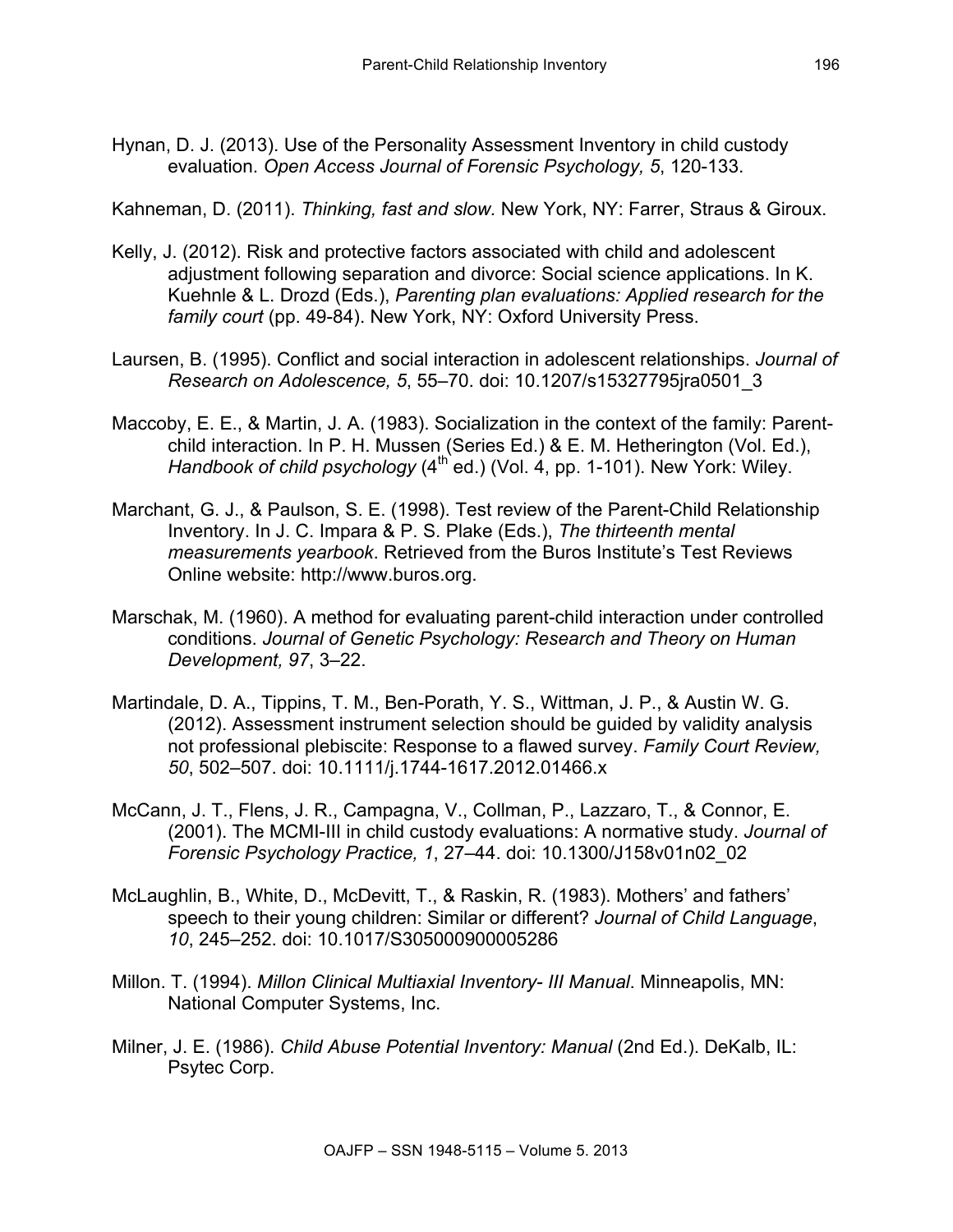Hynan, D. J. (2013). Use of the Personality Assessment Inventory in child custody evaluation. *Open Access Journal of Forensic Psychology, 5*, 120-133.

Kahneman, D. (2011). *Thinking, fast and slow.* New York, NY: Farrer, Straus & Giroux.

Kelly, J. (2012). Risk and protective factors associated with child and adolescent adjustment following separation and divorce: Social science applications. In K. Kuehnle & L. Drozd (Eds.), *Parenting plan evaluations: Applied research for the family court* (pp. 49-84). New York, NY: Oxford University Press.

Laursen, B. (1995). Conflict and social interaction in adolescent relationships. *Journal of Research on Adolescence, 5*, 55–70. doi: 10.1207/s15327795jra0501_3

Maccoby, E. E., & Martin, J. A. (1983). Socialization in the context of the family: Parent-child interaction. In P. H. Mussen (Series Ed.) & E. M. Hetherington (Vol. Ed.), *Handbook of child psychology* (4th ed.) (Vol. 4, pp. 1-101). New York: Wiley.

Marchant, G. J., & Paulson, S. E. (1998). Test review of the Parent-Child Relationship Inventory. In J. C. Impara & P. S. Plake (Eds.), *The thirteenth mental measurements yearbook*. Retrieved from the Buros Institute's Test Reviews Online website: http://www.buros.org.

Marschak, M. (1960). A method for evaluating parent-child interaction under controlled conditions. *Journal of Genetic Psychology: Research and Theory on Human Development, 97*, 3–22.

Martindale, D. A., Tippins, T. M., Ben-Porath, Y. S., Wittman, J. P., & Austin W. G. (2012). Assessment instrument selection should be guided by validity analysis not professional plebiscite: Response to a flawed survey. *Family Court Review, 50*, 502–507. doi: 10.1111/j.1744-1617.2012.01466.x

McCann, J. T., Flens, J. R., Campagna, V., Collman, P., Lazzaro, T., & Connor, E. (2001). The MCMI-III in child custody evaluations: A normative study. *Journal of Forensic Psychology Practice, 1*, 27–44. doi: 10.1300/J158v01n02_02

McLaughlin, B., White, D., McDevitt, T., & Raskin, R. (1983). Mothers' and fathers' speech to their young children: Similar or different? *Journal of Child Language*, *10*, 245–252. doi: 10.1017/S305000900005286

Millon. T. (1994). *Millon Clinical Multiaxial Inventory- III Manual*. Minneapolis, MN: National Computer Systems, Inc.

Milner, J. E. (1986). *Child Abuse Potential Inventory: Manual* (2nd Ed.). DeKalb, IL: Psytec Corp.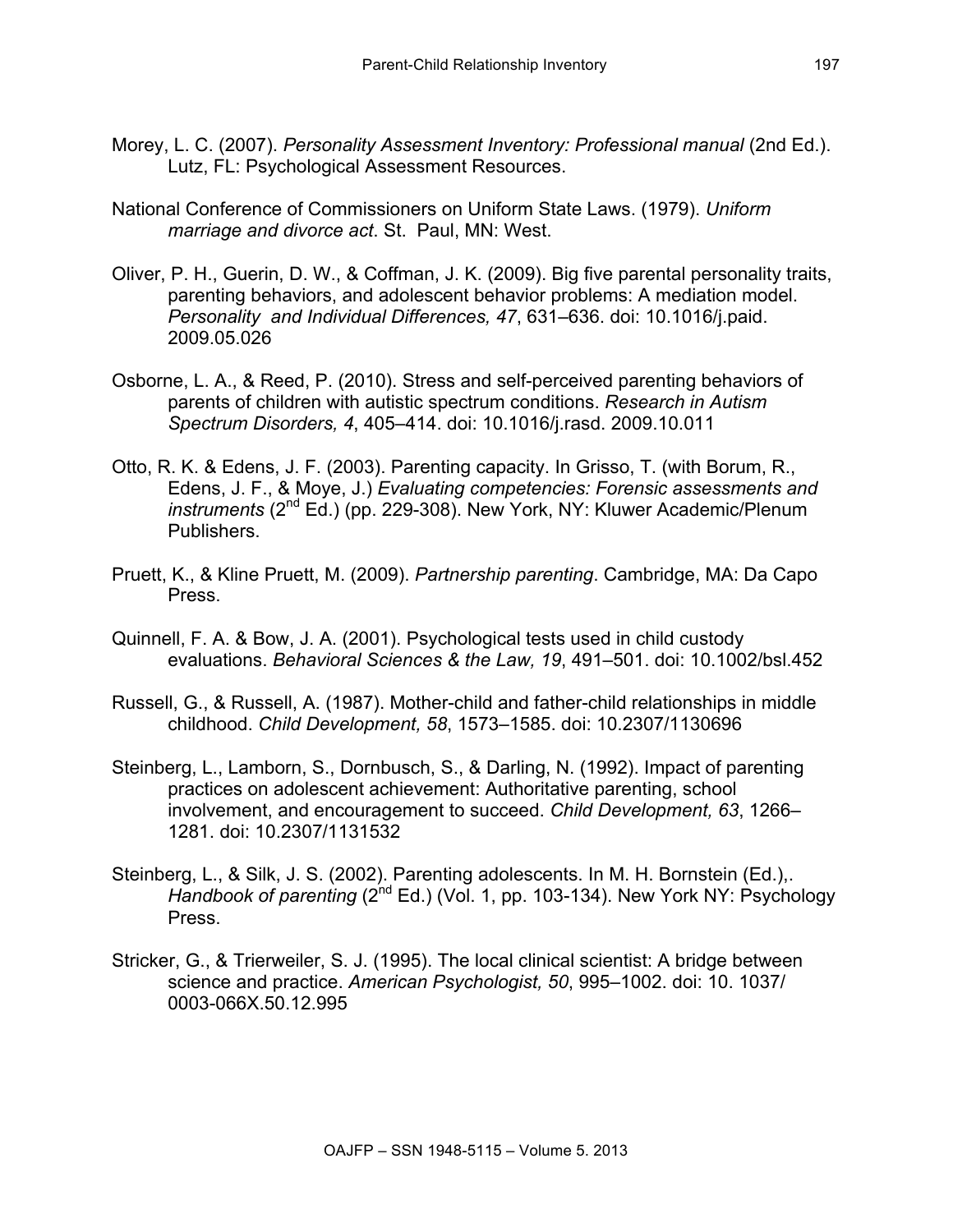Morey, L. C. (2007). *Personality Assessment Inventory: Professional manual* (2nd Ed.). Lutz, FL: Psychological Assessment Resources.

National Conference of Commissioners on Uniform State Laws. (1979). *Uniform marriage and divorce act*. St. Paul, MN: West.

Oliver, P. H., Guerin, D. W., & Coffman, J. K. (2009). Big five parental personality traits, parenting behaviors, and adolescent behavior problems: A mediation model. *Personality and Individual Differences, 47*, 631–636. doi: 10.1016/j.paid. 2009.05.026

Osborne, L. A., & Reed, P. (2010). Stress and self-perceived parenting behaviors of parents of children with autistic spectrum conditions. *Research in Autism Spectrum Disorders, 4*, 405–414. doi: 10.1016/j.rasd. 2009.10.011

Otto, R. K. & Edens, J. F. (2003). Parenting capacity. In Grisso, T. (with Borum, R., Edens, J. F., & Moye, J.) *Evaluating competencies: Forensic assessments and instruments* (2nd Ed.) (pp. 229-308). New York, NY: Kluwer Academic/Plenum Publishers.

Pruett, K., & Kline Pruett, M. (2009). *Partnership parenting*. Cambridge, MA: Da Capo Press.

Quinnell, F. A. & Bow, J. A. (2001). Psychological tests used in child custody evaluations. *Behavioral Sciences & the Law, 19*, 491–501. doi: 10.1002/bsl.452

Russell, G., & Russell, A. (1987). Mother-child and father-child relationships in middle childhood. *Child Development, 58*, 1573–1585. doi: 10.2307/1130696

Steinberg, L., Lamborn, S., Dornbusch, S., & Darling, N. (1992). Impact of parenting practices on adolescent achievement: Authoritative parenting, school involvement, and encouragement to succeed. *Child Development, 63*, 1266–1281. doi: 10.2307/1131532

Steinberg, L., & Silk, J. S. (2002). Parenting adolescents. In M. H. Bornstein (Ed.),. *Handbook of parenting* (2nd Ed.) (Vol. 1, pp. 103-134). New York NY: Psychology Press.

Stricker, G., & Trierweiler, S. J. (1995). The local clinical scientist: A bridge between science and practice. *American Psychologist, 50*, 995–1002. doi: 10. 1037/ 0003-066X.50.12.995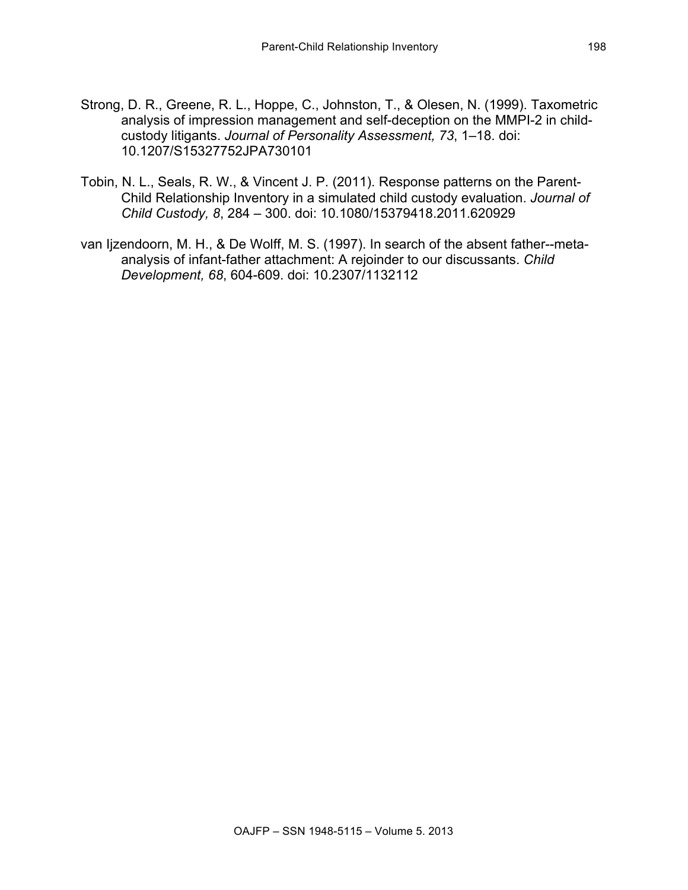Strong, D. R., Greene, R. L., Hoppe, C., Johnston, T., & Olesen, N. (1999). Taxometric analysis of impression management and self-deception on the MMPI-2 in child-custody litigants. *Journal of Personality Assessment, 73*, 1–18. doi: 10.1207/S15327752JPA730101

Tobin, N. L., Seals, R. W., & Vincent J. P. (2011). Response patterns on the Parent-Child Relationship Inventory in a simulated child custody evaluation. *Journal of Child Custody, 8*, 284 – 300. doi: 10.1080/15379418.2011.620929

van Ijzendoorn, M. H., & De Wolff, M. S. (1997). In search of the absent father--meta-analysis of infant-father attachment: A rejoinder to our discussants. *Child Development, 68*, 604-609. doi: 10.2307/1132112